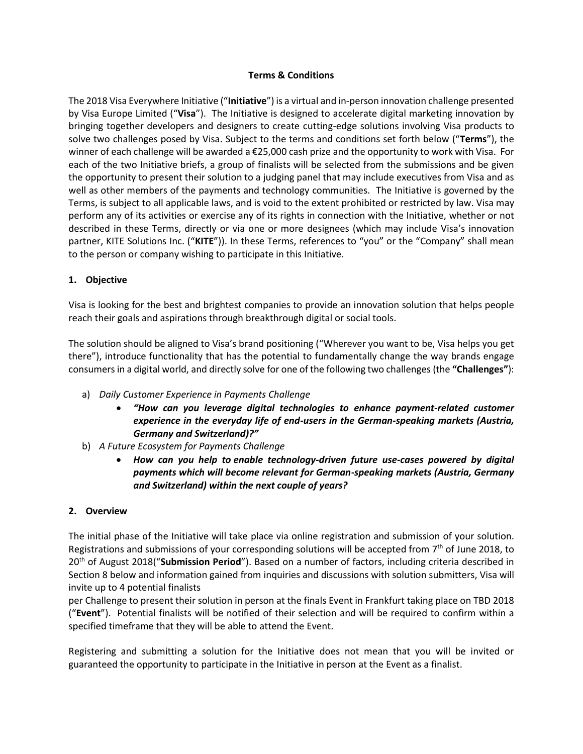**Terms & Conditions**

The 2018 Visa Everywhere Initiative ("**Initiative**") is a virtual and in-person innovation challenge presented by Visa Europe Limited ("**Visa**"). The Initiative is designed to accelerate digital marketing innovation by bringing together developers and designers to create cutting-edge solutions involving Visa products to solve two challenges posed by Visa. Subject to the terms and conditions set forth below ("**Terms**"), the winner of each challenge will be awarded a €25,000 cash prize and the opportunity to work with Visa. For each of the two Initiative briefs, a group of finalists will be selected from the submissions and be given the opportunity to present their solution to a judging panel that may include executives from Visa and as well as other members of the payments and technology communities. The Initiative is governed by the Terms, is subject to all applicable laws, and is void to the extent prohibited or restricted by law. Visa may perform any of its activities or exercise any of its rights in connection with the Initiative, whether or not described in these Terms, directly or via one or more designees (which may include Visa's innovation partner, KITE Solutions Inc. ("**KITE**")). In these Terms, references to "you" or the "Company" shall mean to the person or company wishing to participate in this Initiative.

## 1. Objective

Visa is looking for the best and brightest companies to provide an innovation solution that helps people reach their goals and aspirations through breakthrough digital or social tools.

The solution should be aligned to Visa's brand positioning ("Wherever you want to be, Visa helps you get there"), introduce functionality that has the potential to fundamentally change the way brands engage consumers in a digital world, and directly solve for one of the following two challenges (the **"Challenges"**):

a) *Daily Customer Experience in Payments Challenge*
   - ***"How can you leverage digital technologies to enhance payment-related customer experience in the everyday life of end-users in the German-speaking markets (Austria, Germany and Switzerland)?"***

b) *A Future Ecosystem for Payments Challenge*
   - ***How can you help to enable technology-driven future use-cases powered by digital payments which will become relevant for German-speaking markets (Austria, Germany and Switzerland) within the next couple of years?***

## 2. Overview

The initial phase of the Initiative will take place via online registration and submission of your solution. Registrations and submissions of your corresponding solutions will be accepted from 7th of June 2018, to 20th of August 2018("**Submission Period**"). Based on a number of factors, including criteria described in Section 8 below and information gained from inquiries and discussions with solution submitters, Visa will invite up to 4 potential finalists per Challenge to present their solution in person at the finals Event in Frankfurt taking place on TBD 2018 ("**Event**"). Potential finalists will be notified of their selection and will be required to confirm within a specified timeframe that they will be able to attend the Event.

Registering and submitting a solution for the Initiative does not mean that you will be invited or guaranteed the opportunity to participate in the Initiative in person at the Event as a finalist.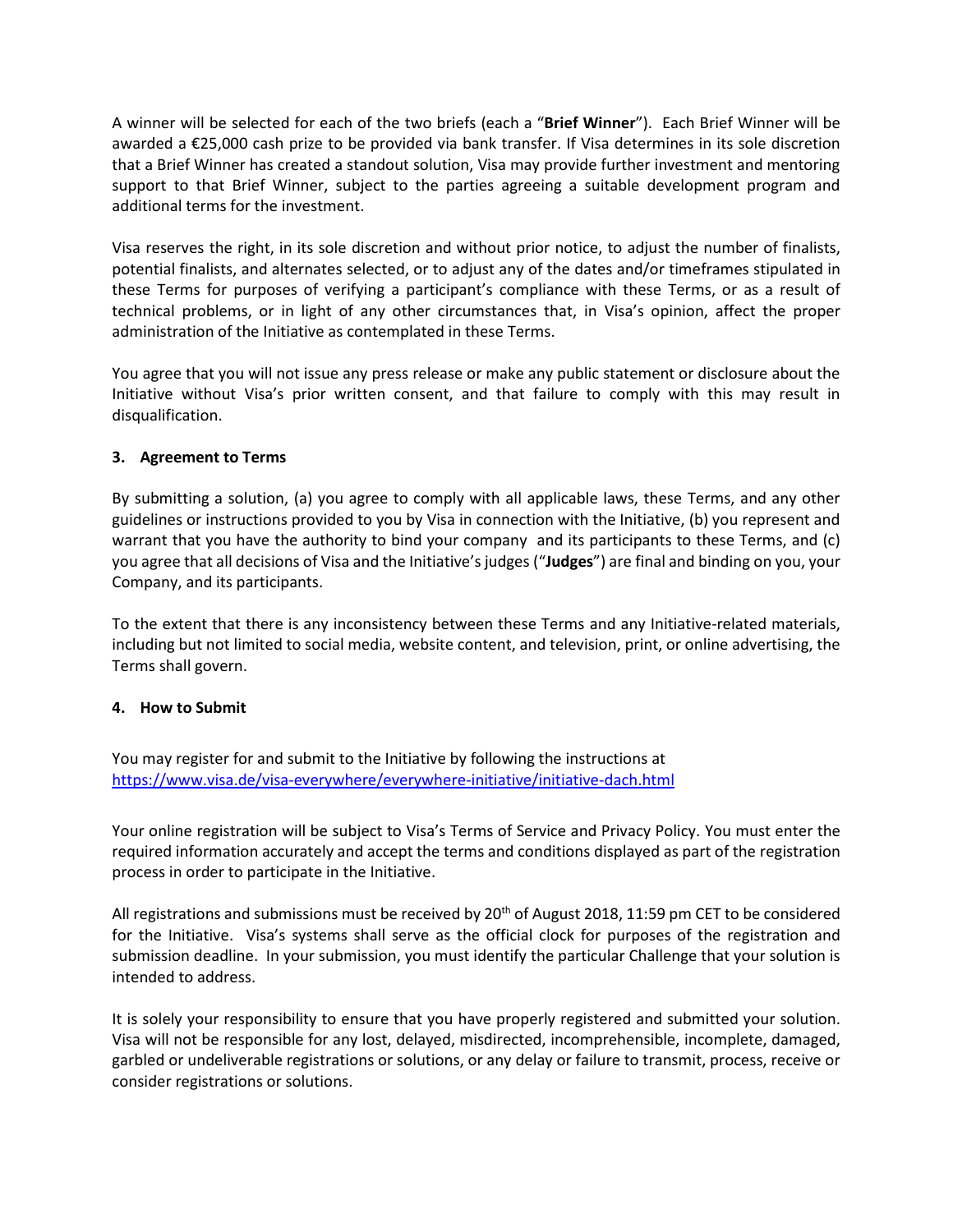A winner will be selected for each of the two briefs (each a "**Brief Winner**"). Each Brief Winner will be awarded a €25,000 cash prize to be provided via bank transfer. If Visa determines in its sole discretion that a Brief Winner has created a standout solution, Visa may provide further investment and mentoring support to that Brief Winner, subject to the parties agreeing a suitable development program and additional terms for the investment.

Visa reserves the right, in its sole discretion and without prior notice, to adjust the number of finalists, potential finalists, and alternates selected, or to adjust any of the dates and/or timeframes stipulated in these Terms for purposes of verifying a participant's compliance with these Terms, or as a result of technical problems, or in light of any other circumstances that, in Visa's opinion, affect the proper administration of the Initiative as contemplated in these Terms.

You agree that you will not issue any press release or make any public statement or disclosure about the Initiative without Visa's prior written consent, and that failure to comply with this may result in disqualification.

### 3. Agreement to Terms

By submitting a solution, (a) you agree to comply with all applicable laws, these Terms, and any other guidelines or instructions provided to you by Visa in connection with the Initiative, (b) you represent and warrant that you have the authority to bind your company and its participants to these Terms, and (c) you agree that all decisions of Visa and the Initiative's judges ("**Judges**") are final and binding on you, your Company, and its participants.

To the extent that there is any inconsistency between these Terms and any Initiative-related materials, including but not limited to social media, website content, and television, print, or online advertising, the Terms shall govern.

### 4. How to Submit

You may register for and submit to the Initiative by following the instructions at [https://www.visa.de/visa-everywhere/everywhere-initiative/initiative-dach.html](https://www.visa.de/visa-everywhere/everywhere-initiative/initiative-dach.html)

Your online registration will be subject to Visa's Terms of Service and Privacy Policy. You must enter the required information accurately and accept the terms and conditions displayed as part of the registration process in order to participate in the Initiative.

All registrations and submissions must be received by 20th of August 2018, 11:59 pm CET to be considered for the Initiative. Visa's systems shall serve as the official clock for purposes of the registration and submission deadline. In your submission, you must identify the particular Challenge that your solution is intended to address.

It is solely your responsibility to ensure that you have properly registered and submitted your solution. Visa will not be responsible for any lost, delayed, misdirected, incomprehensible, incomplete, damaged, garbled or undeliverable registrations or solutions, or any delay or failure to transmit, process, receive or consider registrations or solutions.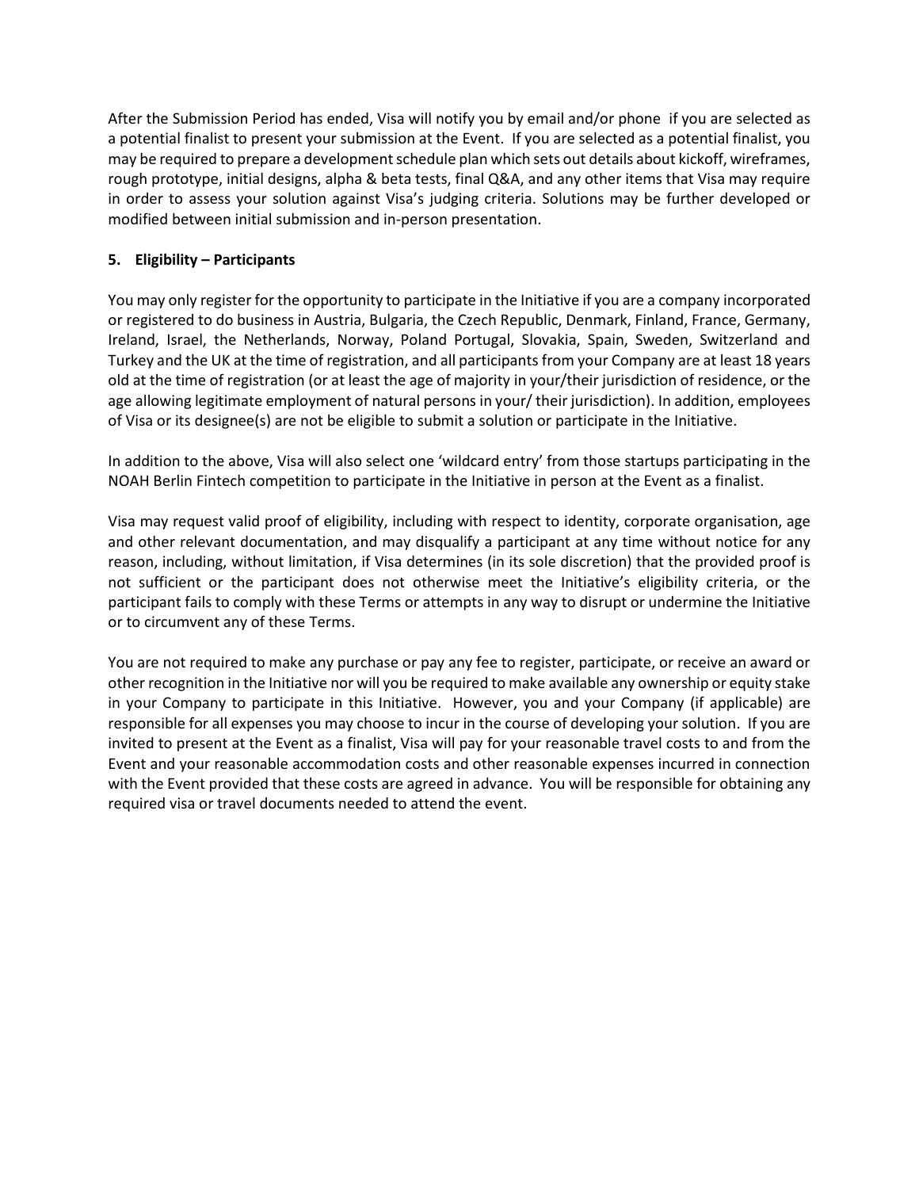After the Submission Period has ended, Visa will notify you by email and/or phone if you are selected as a potential finalist to present your submission at the Event. If you are selected as a potential finalist, you may be required to prepare a development schedule plan which sets out details about kickoff, wireframes, rough prototype, initial designs, alpha & beta tests, final Q&A, and any other items that Visa may require in order to assess your solution against Visa's judging criteria. Solutions may be further developed or modified between initial submission and in-person presentation.

**5. Eligibility – Participants**

You may only register for the opportunity to participate in the Initiative if you are a company incorporated or registered to do business in Austria, Bulgaria, the Czech Republic, Denmark, Finland, France, Germany, Ireland, Israel, the Netherlands, Norway, Poland Portugal, Slovakia, Spain, Sweden, Switzerland and Turkey and the UK at the time of registration, and all participants from your Company are at least 18 years old at the time of registration (or at least the age of majority in your/their jurisdiction of residence, or the age allowing legitimate employment of natural persons in your/ their jurisdiction). In addition, employees of Visa or its designee(s) are not be eligible to submit a solution or participate in the Initiative.

In addition to the above, Visa will also select one 'wildcard entry' from those startups participating in the NOAH Berlin Fintech competition to participate in the Initiative in person at the Event as a finalist.

Visa may request valid proof of eligibility, including with respect to identity, corporate organisation, age and other relevant documentation, and may disqualify a participant at any time without notice for any reason, including, without limitation, if Visa determines (in its sole discretion) that the provided proof is not sufficient or the participant does not otherwise meet the Initiative's eligibility criteria, or the participant fails to comply with these Terms or attempts in any way to disrupt or undermine the Initiative or to circumvent any of these Terms.

You are not required to make any purchase or pay any fee to register, participate, or receive an award or other recognition in the Initiative nor will you be required to make available any ownership or equity stake in your Company to participate in this Initiative. However, you and your Company (if applicable) are responsible for all expenses you may choose to incur in the course of developing your solution. If you are invited to present at the Event as a finalist, Visa will pay for your reasonable travel costs to and from the Event and your reasonable accommodation costs and other reasonable expenses incurred in connection with the Event provided that these costs are agreed in advance. You will be responsible for obtaining any required visa or travel documents needed to attend the event.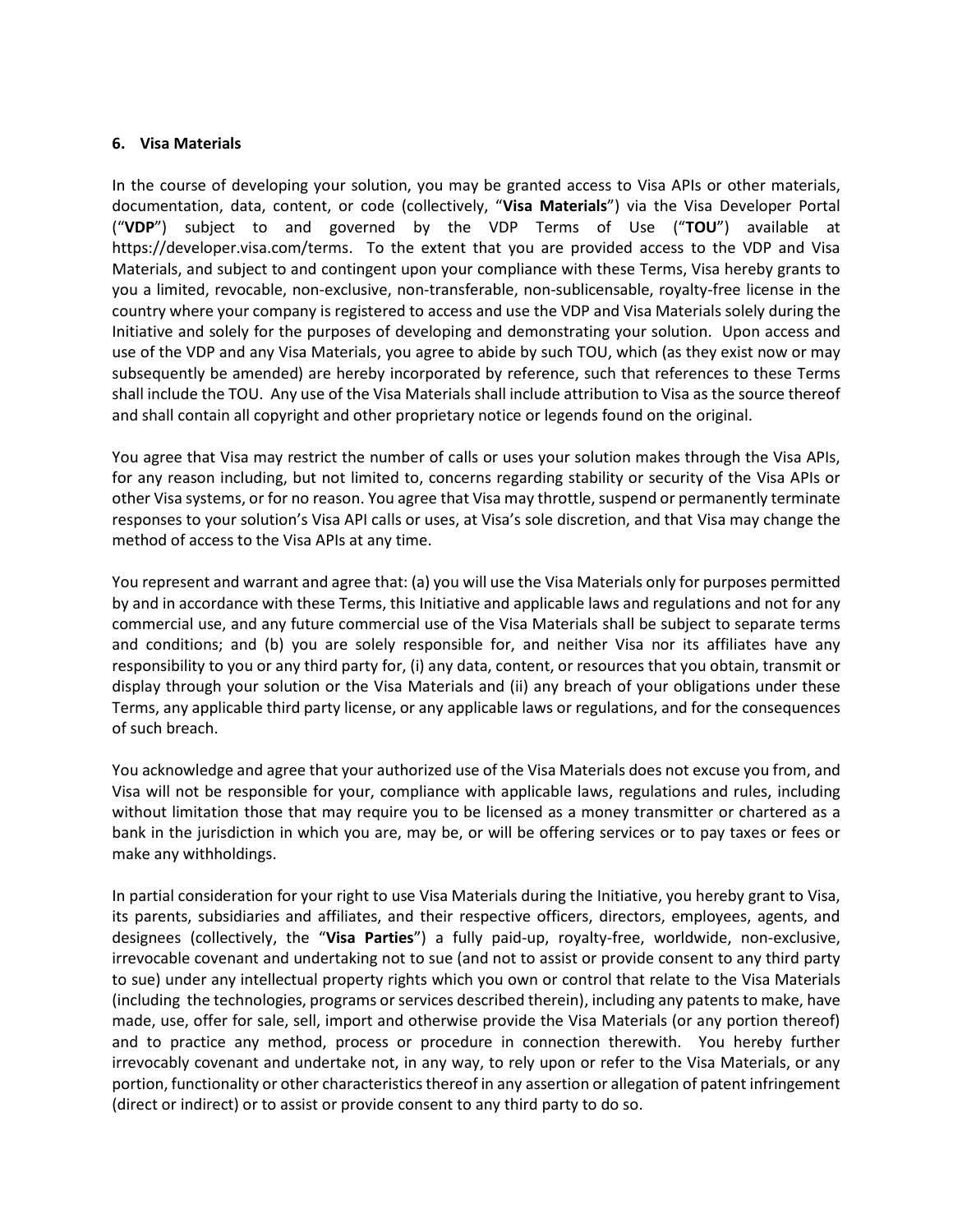## 6. Visa Materials

In the course of developing your solution, you may be granted access to Visa APIs or other materials, documentation, data, content, or code (collectively, "**Visa Materials**") via the Visa Developer Portal ("**VDP**") subject to and governed by the VDP Terms of Use ("**TOU**") available at https://developer.visa.com/terms. To the extent that you are provided access to the VDP and Visa Materials, and subject to and contingent upon your compliance with these Terms, Visa hereby grants to you a limited, revocable, non-exclusive, non-transferable, non-sublicensable, royalty-free license in the country where your company is registered to access and use the VDP and Visa Materials solely during the Initiative and solely for the purposes of developing and demonstrating your solution. Upon access and use of the VDP and any Visa Materials, you agree to abide by such TOU, which (as they exist now or may subsequently be amended) are hereby incorporated by reference, such that references to these Terms shall include the TOU. Any use of the Visa Materials shall include attribution to Visa as the source thereof and shall contain all copyright and other proprietary notice or legends found on the original.

You agree that Visa may restrict the number of calls or uses your solution makes through the Visa APIs, for any reason including, but not limited to, concerns regarding stability or security of the Visa APIs or other Visa systems, or for no reason. You agree that Visa may throttle, suspend or permanently terminate responses to your solution's Visa API calls or uses, at Visa's sole discretion, and that Visa may change the method of access to the Visa APIs at any time.

You represent and warrant and agree that: (a) you will use the Visa Materials only for purposes permitted by and in accordance with these Terms, this Initiative and applicable laws and regulations and not for any commercial use, and any future commercial use of the Visa Materials shall be subject to separate terms and conditions; and (b) you are solely responsible for, and neither Visa nor its affiliates have any responsibility to you or any third party for, (i) any data, content, or resources that you obtain, transmit or display through your solution or the Visa Materials and (ii) any breach of your obligations under these Terms, any applicable third party license, or any applicable laws or regulations, and for the consequences of such breach.

You acknowledge and agree that your authorized use of the Visa Materials does not excuse you from, and Visa will not be responsible for your, compliance with applicable laws, regulations and rules, including without limitation those that may require you to be licensed as a money transmitter or chartered as a bank in the jurisdiction in which you are, may be, or will be offering services or to pay taxes or fees or make any withholdings.

In partial consideration for your right to use Visa Materials during the Initiative, you hereby grant to Visa, its parents, subsidiaries and affiliates, and their respective officers, directors, employees, agents, and designees (collectively, the "**Visa Parties**") a fully paid-up, royalty-free, worldwide, non-exclusive, irrevocable covenant and undertaking not to sue (and not to assist or provide consent to any third party to sue) under any intellectual property rights which you own or control that relate to the Visa Materials (including the technologies, programs or services described therein), including any patents to make, have made, use, offer for sale, sell, import and otherwise provide the Visa Materials (or any portion thereof) and to practice any method, process or procedure in connection therewith. You hereby further irrevocably covenant and undertake not, in any way, to rely upon or refer to the Visa Materials, or any portion, functionality or other characteristics thereof in any assertion or allegation of patent infringement (direct or indirect) or to assist or provide consent to any third party to do so.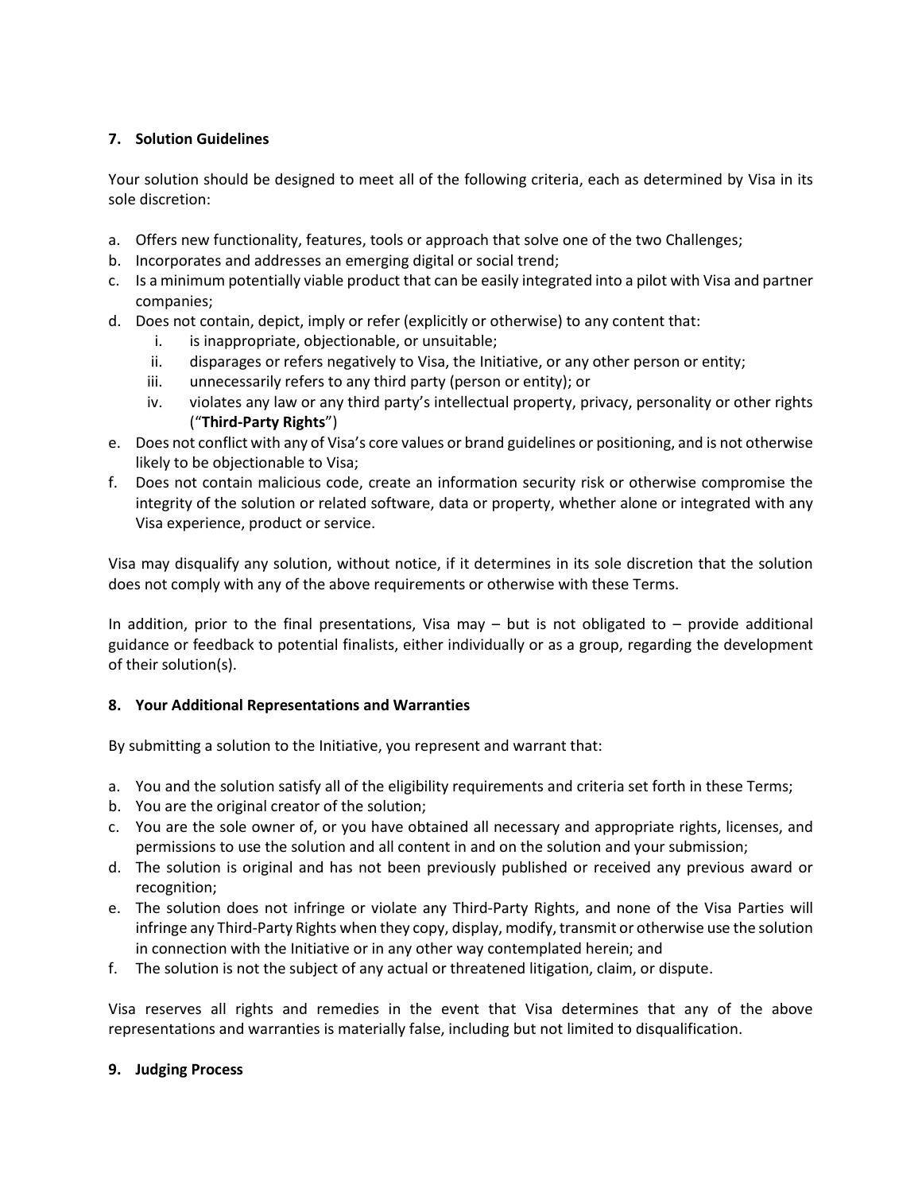**7. Solution Guidelines**

Your solution should be designed to meet all of the following criteria, each as determined by Visa in its sole discretion:

a. Offers new functionality, features, tools or approach that solve one of the two Challenges;
b. Incorporates and addresses an emerging digital or social trend;
c. Is a minimum potentially viable product that can be easily integrated into a pilot with Visa and partner companies;
d. Does not contain, depict, imply or refer (explicitly or otherwise) to any content that:
   i. is inappropriate, objectionable, or unsuitable;
   ii. disparages or refers negatively to Visa, the Initiative, or any other person or entity;
   iii. unnecessarily refers to any third party (person or entity); or
   iv. violates any law or any third party's intellectual property, privacy, personality or other rights ("**Third-Party Rights**")
e. Does not conflict with any of Visa's core values or brand guidelines or positioning, and is not otherwise likely to be objectionable to Visa;
f. Does not contain malicious code, create an information security risk or otherwise compromise the integrity of the solution or related software, data or property, whether alone or integrated with any Visa experience, product or service.

Visa may disqualify any solution, without notice, if it determines in its sole discretion that the solution does not comply with any of the above requirements or otherwise with these Terms.

In addition, prior to the final presentations, Visa may – but is not obligated to – provide additional guidance or feedback to potential finalists, either individually or as a group, regarding the development of their solution(s).

**8. Your Additional Representations and Warranties**

By submitting a solution to the Initiative, you represent and warrant that:

a. You and the solution satisfy all of the eligibility requirements and criteria set forth in these Terms;
b. You are the original creator of the solution;
c. You are the sole owner of, or you have obtained all necessary and appropriate rights, licenses, and permissions to use the solution and all content in and on the solution and your submission;
d. The solution is original and has not been previously published or received any previous award or recognition;
e. The solution does not infringe or violate any Third-Party Rights, and none of the Visa Parties will infringe any Third-Party Rights when they copy, display, modify, transmit or otherwise use the solution in connection with the Initiative or in any other way contemplated herein; and
f. The solution is not the subject of any actual or threatened litigation, claim, or dispute.

Visa reserves all rights and remedies in the event that Visa determines that any of the above representations and warranties is materially false, including but not limited to disqualification.

**9. Judging Process**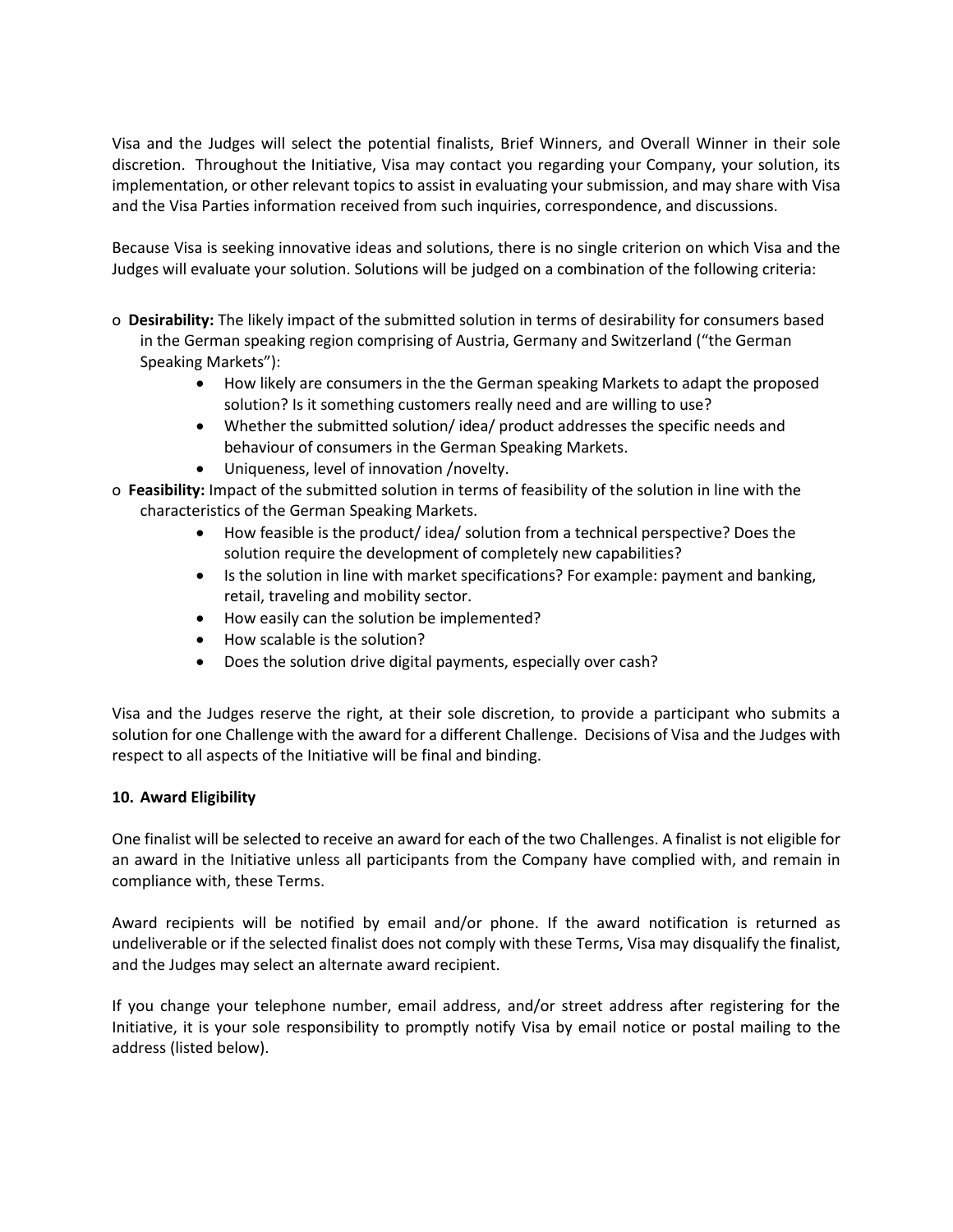Visa and the Judges will select the potential finalists, Brief Winners, and Overall Winner in their sole discretion. Throughout the Initiative, Visa may contact you regarding your Company, your solution, its implementation, or other relevant topics to assist in evaluating your submission, and may share with Visa and the Visa Parties information received from such inquiries, correspondence, and discussions.

Because Visa is seeking innovative ideas and solutions, there is no single criterion on which Visa and the Judges will evaluate your solution. Solutions will be judged on a combination of the following criteria:

- **Desirability:** The likely impact of the submitted solution in terms of desirability for consumers based in the German speaking region comprising of Austria, Germany and Switzerland ("the German Speaking Markets"):
  - How likely are consumers in the the German speaking Markets to adapt the proposed solution? Is it something customers really need and are willing to use?
  - Whether the submitted solution/ idea/ product addresses the specific needs and behaviour of consumers in the German Speaking Markets.
  - Uniqueness, level of innovation /novelty.
- **Feasibility:** Impact of the submitted solution in terms of feasibility of the solution in line with the characteristics of the German Speaking Markets.
  - How feasible is the product/ idea/ solution from a technical perspective? Does the solution require the development of completely new capabilities?
  - Is the solution in line with market specifications? For example: payment and banking, retail, traveling and mobility sector.
  - How easily can the solution be implemented?
  - How scalable is the solution?
  - Does the solution drive digital payments, especially over cash?

Visa and the Judges reserve the right, at their sole discretion, to provide a participant who submits a solution for one Challenge with the award for a different Challenge. Decisions of Visa and the Judges with respect to all aspects of the Initiative will be final and binding.

**10. Award Eligibility**

One finalist will be selected to receive an award for each of the two Challenges. A finalist is not eligible for an award in the Initiative unless all participants from the Company have complied with, and remain in compliance with, these Terms.

Award recipients will be notified by email and/or phone. If the award notification is returned as undeliverable or if the selected finalist does not comply with these Terms, Visa may disqualify the finalist, and the Judges may select an alternate award recipient.

If you change your telephone number, email address, and/or street address after registering for the Initiative, it is your sole responsibility to promptly notify Visa by email notice or postal mailing to the address (listed below).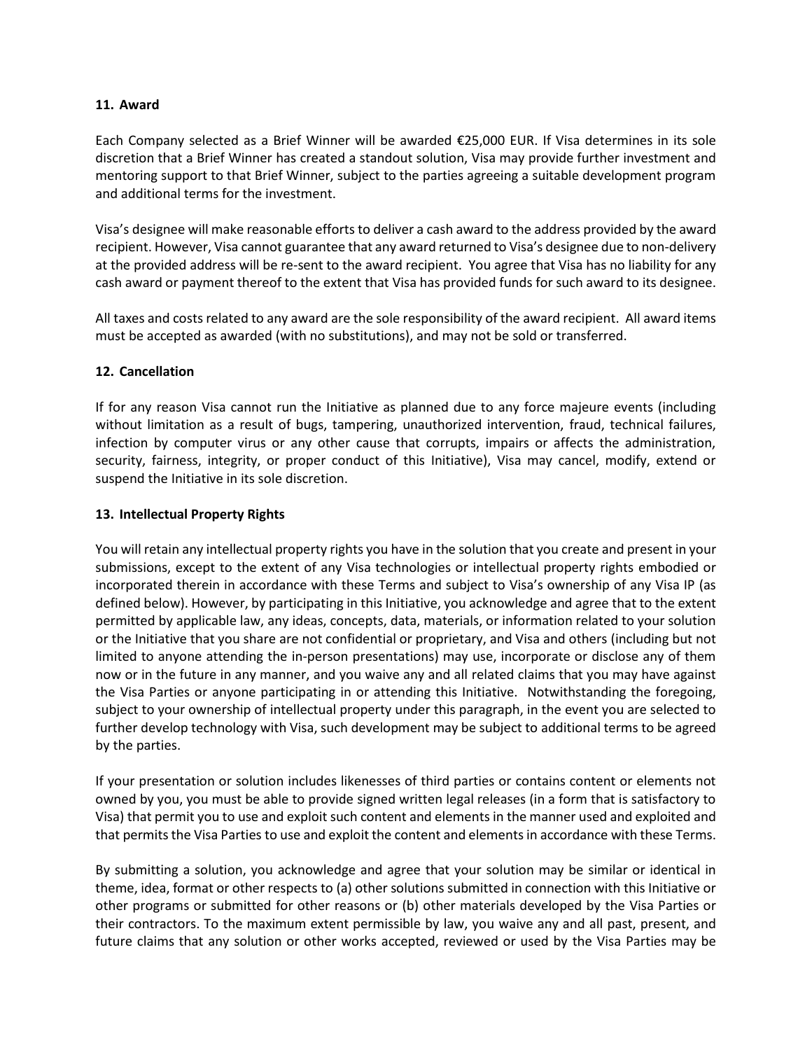## 11. Award

Each Company selected as a Brief Winner will be awarded €25,000 EUR. If Visa determines in its sole discretion that a Brief Winner has created a standout solution, Visa may provide further investment and mentoring support to that Brief Winner, subject to the parties agreeing a suitable development program and additional terms for the investment.

Visa's designee will make reasonable efforts to deliver a cash award to the address provided by the award recipient. However, Visa cannot guarantee that any award returned to Visa's designee due to non-delivery at the provided address will be re-sent to the award recipient. You agree that Visa has no liability for any cash award or payment thereof to the extent that Visa has provided funds for such award to its designee.

All taxes and costs related to any award are the sole responsibility of the award recipient. All award items must be accepted as awarded (with no substitutions), and may not be sold or transferred.

## 12. Cancellation

If for any reason Visa cannot run the Initiative as planned due to any force majeure events (including without limitation as a result of bugs, tampering, unauthorized intervention, fraud, technical failures, infection by computer virus or any other cause that corrupts, impairs or affects the administration, security, fairness, integrity, or proper conduct of this Initiative), Visa may cancel, modify, extend or suspend the Initiative in its sole discretion.

## 13. Intellectual Property Rights

You will retain any intellectual property rights you have in the solution that you create and present in your submissions, except to the extent of any Visa technologies or intellectual property rights embodied or incorporated therein in accordance with these Terms and subject to Visa's ownership of any Visa IP (as defined below). However, by participating in this Initiative, you acknowledge and agree that to the extent permitted by applicable law, any ideas, concepts, data, materials, or information related to your solution or the Initiative that you share are not confidential or proprietary, and Visa and others (including but not limited to anyone attending the in-person presentations) may use, incorporate or disclose any of them now or in the future in any manner, and you waive any and all related claims that you may have against the Visa Parties or anyone participating in or attending this Initiative. Notwithstanding the foregoing, subject to your ownership of intellectual property under this paragraph, in the event you are selected to further develop technology with Visa, such development may be subject to additional terms to be agreed by the parties.

If your presentation or solution includes likenesses of third parties or contains content or elements not owned by you, you must be able to provide signed written legal releases (in a form that is satisfactory to Visa) that permit you to use and exploit such content and elements in the manner used and exploited and that permits the Visa Parties to use and exploit the content and elements in accordance with these Terms.

By submitting a solution, you acknowledge and agree that your solution may be similar or identical in theme, idea, format or other respects to (a) other solutions submitted in connection with this Initiative or other programs or submitted for other reasons or (b) other materials developed by the Visa Parties or their contractors. To the maximum extent permissible by law, you waive any and all past, present, and future claims that any solution or other works accepted, reviewed or used by the Visa Parties may be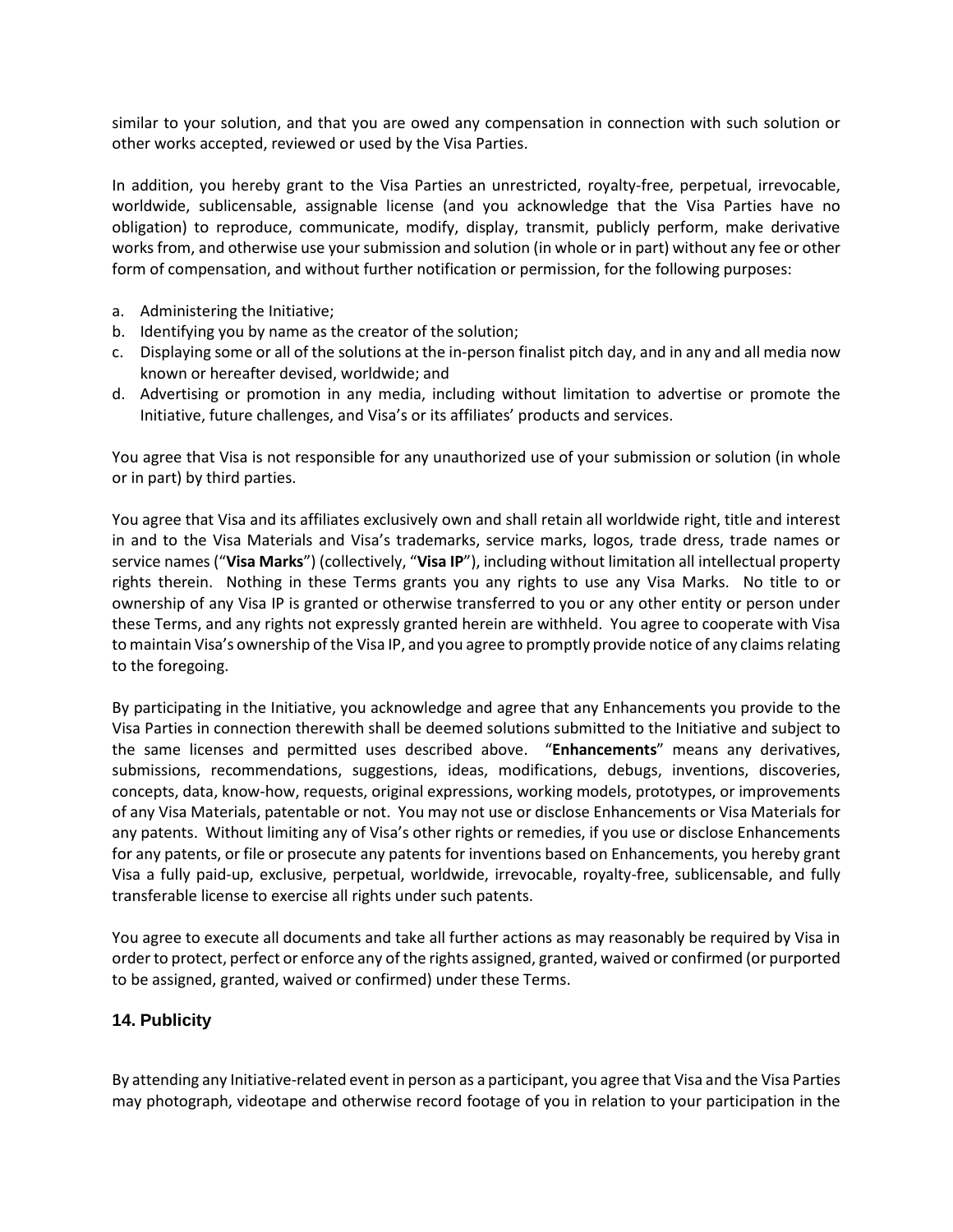similar to your solution, and that you are owed any compensation in connection with such solution or other works accepted, reviewed or used by the Visa Parties.

In addition, you hereby grant to the Visa Parties an unrestricted, royalty-free, perpetual, irrevocable, worldwide, sublicensable, assignable license (and you acknowledge that the Visa Parties have no obligation) to reproduce, communicate, modify, display, transmit, publicly perform, make derivative works from, and otherwise use your submission and solution (in whole or in part) without any fee or other form of compensation, and without further notification or permission, for the following purposes:

a. Administering the Initiative;
b. Identifying you by name as the creator of the solution;
c. Displaying some or all of the solutions at the in-person finalist pitch day, and in any and all media now known or hereafter devised, worldwide; and
d. Advertising or promotion in any media, including without limitation to advertise or promote the Initiative, future challenges, and Visa's or its affiliates' products and services.

You agree that Visa is not responsible for any unauthorized use of your submission or solution (in whole or in part) by third parties.

You agree that Visa and its affiliates exclusively own and shall retain all worldwide right, title and interest in and to the Visa Materials and Visa's trademarks, service marks, logos, trade dress, trade names or service names ("**Visa Marks**") (collectively, "**Visa IP**"), including without limitation all intellectual property rights therein. Nothing in these Terms grants you any rights to use any Visa Marks. No title to or ownership of any Visa IP is granted or otherwise transferred to you or any other entity or person under these Terms, and any rights not expressly granted herein are withheld. You agree to cooperate with Visa to maintain Visa's ownership of the Visa IP, and you agree to promptly provide notice of any claims relating to the foregoing.

By participating in the Initiative, you acknowledge and agree that any Enhancements you provide to the Visa Parties in connection therewith shall be deemed solutions submitted to the Initiative and subject to the same licenses and permitted uses described above. "**Enhancements**" means any derivatives, submissions, recommendations, suggestions, ideas, modifications, debugs, inventions, discoveries, concepts, data, know-how, requests, original expressions, working models, prototypes, or improvements of any Visa Materials, patentable or not. You may not use or disclose Enhancements or Visa Materials for any patents. Without limiting any of Visa's other rights or remedies, if you use or disclose Enhancements for any patents, or file or prosecute any patents for inventions based on Enhancements, you hereby grant Visa a fully paid-up, exclusive, perpetual, worldwide, irrevocable, royalty-free, sublicensable, and fully transferable license to exercise all rights under such patents.

You agree to execute all documents and take all further actions as may reasonably be required by Visa in order to protect, perfect or enforce any of the rights assigned, granted, waived or confirmed (or purported to be assigned, granted, waived or confirmed) under these Terms.

### 14. Publicity

By attending any Initiative-related event in person as a participant, you agree that Visa and the Visa Parties may photograph, videotape and otherwise record footage of you in relation to your participation in the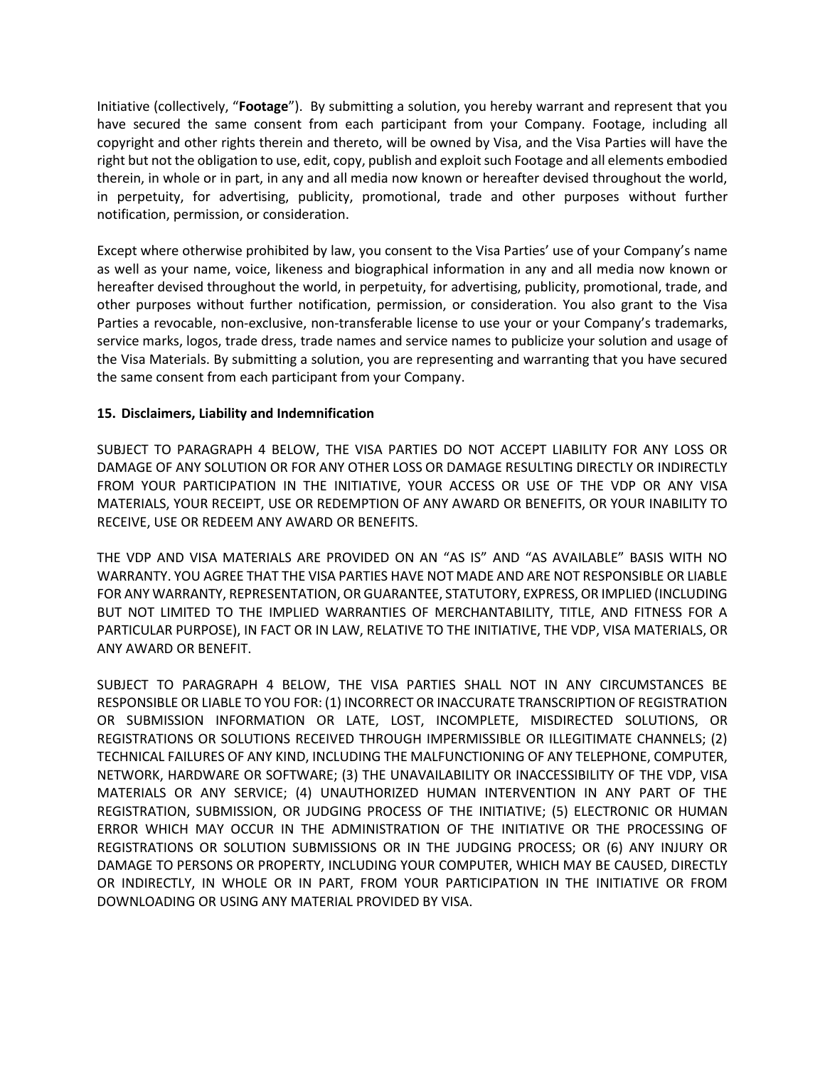Initiative (collectively, "**Footage**"). By submitting a solution, you hereby warrant and represent that you have secured the same consent from each participant from your Company. Footage, including all copyright and other rights therein and thereto, will be owned by Visa, and the Visa Parties will have the right but not the obligation to use, edit, copy, publish and exploit such Footage and all elements embodied therein, in whole or in part, in any and all media now known or hereafter devised throughout the world, in perpetuity, for advertising, publicity, promotional, trade and other purposes without further notification, permission, or consideration.

Except where otherwise prohibited by law, you consent to the Visa Parties' use of your Company's name as well as your name, voice, likeness and biographical information in any and all media now known or hereafter devised throughout the world, in perpetuity, for advertising, publicity, promotional, trade, and other purposes without further notification, permission, or consideration. You also grant to the Visa Parties a revocable, non-exclusive, non-transferable license to use your or your Company's trademarks, service marks, logos, trade dress, trade names and service names to publicize your solution and usage of the Visa Materials. By submitting a solution, you are representing and warranting that you have secured the same consent from each participant from your Company.

**15. Disclaimers, Liability and Indemnification**

SUBJECT TO PARAGRAPH 4 BELOW, THE VISA PARTIES DO NOT ACCEPT LIABILITY FOR ANY LOSS OR DAMAGE OF ANY SOLUTION OR FOR ANY OTHER LOSS OR DAMAGE RESULTING DIRECTLY OR INDIRECTLY FROM YOUR PARTICIPATION IN THE INITIATIVE, YOUR ACCESS OR USE OF THE VDP OR ANY VISA MATERIALS, YOUR RECEIPT, USE OR REDEMPTION OF ANY AWARD OR BENEFITS, OR YOUR INABILITY TO RECEIVE, USE OR REDEEM ANY AWARD OR BENEFITS.

THE VDP AND VISA MATERIALS ARE PROVIDED ON AN "AS IS" AND "AS AVAILABLE" BASIS WITH NO WARRANTY. YOU AGREE THAT THE VISA PARTIES HAVE NOT MADE AND ARE NOT RESPONSIBLE OR LIABLE FOR ANY WARRANTY, REPRESENTATION, OR GUARANTEE, STATUTORY, EXPRESS, OR IMPLIED (INCLUDING BUT NOT LIMITED TO THE IMPLIED WARRANTIES OF MERCHANTABILITY, TITLE, AND FITNESS FOR A PARTICULAR PURPOSE), IN FACT OR IN LAW, RELATIVE TO THE INITIATIVE, THE VDP, VISA MATERIALS, OR ANY AWARD OR BENEFIT.

SUBJECT TO PARAGRAPH 4 BELOW, THE VISA PARTIES SHALL NOT IN ANY CIRCUMSTANCES BE RESPONSIBLE OR LIABLE TO YOU FOR: (1) INCORRECT OR INACCURATE TRANSCRIPTION OF REGISTRATION OR SUBMISSION INFORMATION OR LATE, LOST, INCOMPLETE, MISDIRECTED SOLUTIONS, OR REGISTRATIONS OR SOLUTIONS RECEIVED THROUGH IMPERMISSIBLE OR ILLEGITIMATE CHANNELS; (2) TECHNICAL FAILURES OF ANY KIND, INCLUDING THE MALFUNCTIONING OF ANY TELEPHONE, COMPUTER, NETWORK, HARDWARE OR SOFTWARE; (3) THE UNAVAILABILITY OR INACCESSIBILITY OF THE VDP, VISA MATERIALS OR ANY SERVICE; (4) UNAUTHORIZED HUMAN INTERVENTION IN ANY PART OF THE REGISTRATION, SUBMISSION, OR JUDGING PROCESS OF THE INITIATIVE; (5) ELECTRONIC OR HUMAN ERROR WHICH MAY OCCUR IN THE ADMINISTRATION OF THE INITIATIVE OR THE PROCESSING OF REGISTRATIONS OR SOLUTION SUBMISSIONS OR IN THE JUDGING PROCESS; OR (6) ANY INJURY OR DAMAGE TO PERSONS OR PROPERTY, INCLUDING YOUR COMPUTER, WHICH MAY BE CAUSED, DIRECTLY OR INDIRECTLY, IN WHOLE OR IN PART, FROM YOUR PARTICIPATION IN THE INITIATIVE OR FROM DOWNLOADING OR USING ANY MATERIAL PROVIDED BY VISA.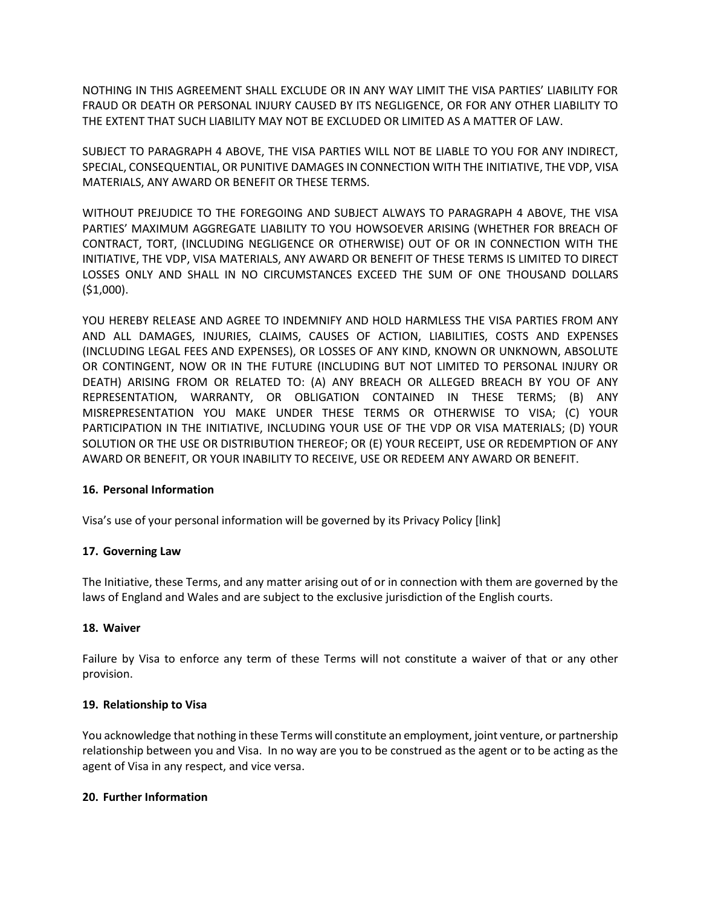NOTHING IN THIS AGREEMENT SHALL EXCLUDE OR IN ANY WAY LIMIT THE VISA PARTIES' LIABILITY FOR FRAUD OR DEATH OR PERSONAL INJURY CAUSED BY ITS NEGLIGENCE, OR FOR ANY OTHER LIABILITY TO THE EXTENT THAT SUCH LIABILITY MAY NOT BE EXCLUDED OR LIMITED AS A MATTER OF LAW.

SUBJECT TO PARAGRAPH 4 ABOVE, THE VISA PARTIES WILL NOT BE LIABLE TO YOU FOR ANY INDIRECT, SPECIAL, CONSEQUENTIAL, OR PUNITIVE DAMAGES IN CONNECTION WITH THE INITIATIVE, THE VDP, VISA MATERIALS, ANY AWARD OR BENEFIT OR THESE TERMS.

WITHOUT PREJUDICE TO THE FOREGOING AND SUBJECT ALWAYS TO PARAGRAPH 4 ABOVE, THE VISA PARTIES' MAXIMUM AGGREGATE LIABILITY TO YOU HOWSOEVER ARISING (WHETHER FOR BREACH OF CONTRACT, TORT, (INCLUDING NEGLIGENCE OR OTHERWISE) OUT OF OR IN CONNECTION WITH THE INITIATIVE, THE VDP, VISA MATERIALS, ANY AWARD OR BENEFIT OF THESE TERMS IS LIMITED TO DIRECT LOSSES ONLY AND SHALL IN NO CIRCUMSTANCES EXCEED THE SUM OF ONE THOUSAND DOLLARS ($1,000).

YOU HEREBY RELEASE AND AGREE TO INDEMNIFY AND HOLD HARMLESS THE VISA PARTIES FROM ANY AND ALL DAMAGES, INJURIES, CLAIMS, CAUSES OF ACTION, LIABILITIES, COSTS AND EXPENSES (INCLUDING LEGAL FEES AND EXPENSES), OR LOSSES OF ANY KIND, KNOWN OR UNKNOWN, ABSOLUTE OR CONTINGENT, NOW OR IN THE FUTURE (INCLUDING BUT NOT LIMITED TO PERSONAL INJURY OR DEATH) ARISING FROM OR RELATED TO: (A) ANY BREACH OR ALLEGED BREACH BY YOU OF ANY REPRESENTATION, WARRANTY, OR OBLIGATION CONTAINED IN THESE TERMS; (B) ANY MISREPRESENTATION YOU MAKE UNDER THESE TERMS OR OTHERWISE TO VISA; (C) YOUR PARTICIPATION IN THE INITIATIVE, INCLUDING YOUR USE OF THE VDP OR VISA MATERIALS; (D) YOUR SOLUTION OR THE USE OR DISTRIBUTION THEREOF; OR (E) YOUR RECEIPT, USE OR REDEMPTION OF ANY AWARD OR BENEFIT, OR YOUR INABILITY TO RECEIVE, USE OR REDEEM ANY AWARD OR BENEFIT.

**16. Personal Information**

Visa's use of your personal information will be governed by its Privacy Policy [link]

**17. Governing Law**

The Initiative, these Terms, and any matter arising out of or in connection with them are governed by the laws of England and Wales and are subject to the exclusive jurisdiction of the English courts.

**18. Waiver**

Failure by Visa to enforce any term of these Terms will not constitute a waiver of that or any other provision.

**19. Relationship to Visa**

You acknowledge that nothing in these Terms will constitute an employment, joint venture, or partnership relationship between you and Visa. In no way are you to be construed as the agent or to be acting as the agent of Visa in any respect, and vice versa.

**20. Further Information**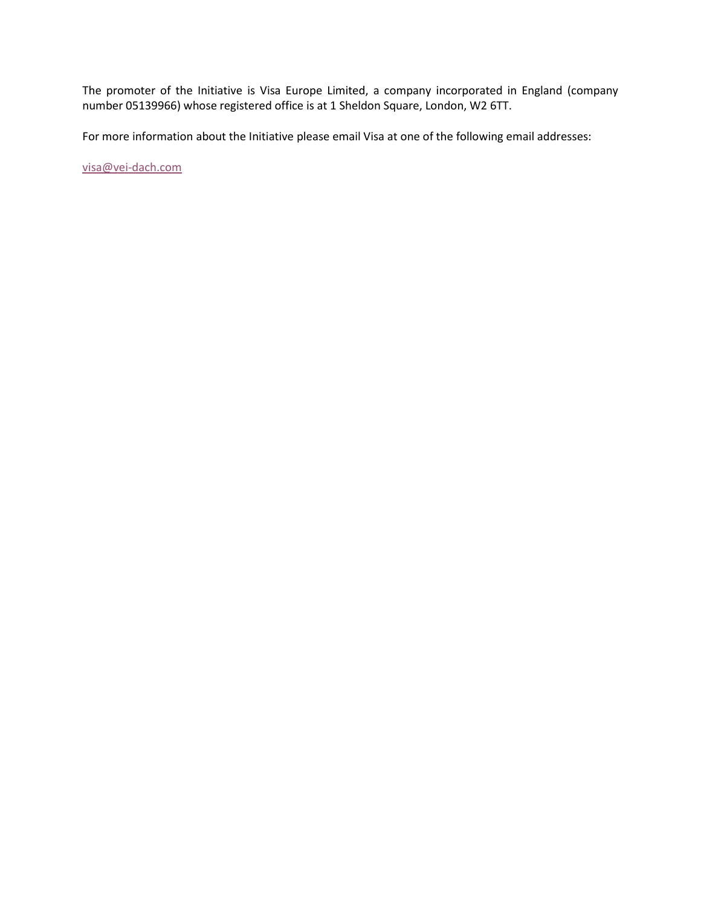The promoter of the Initiative is Visa Europe Limited, a company incorporated in England (company number 05139966) whose registered office is at 1 Sheldon Square, London, W2 6TT.

For more information about the Initiative please email Visa at one of the following email addresses:

visa@vei-dach.com